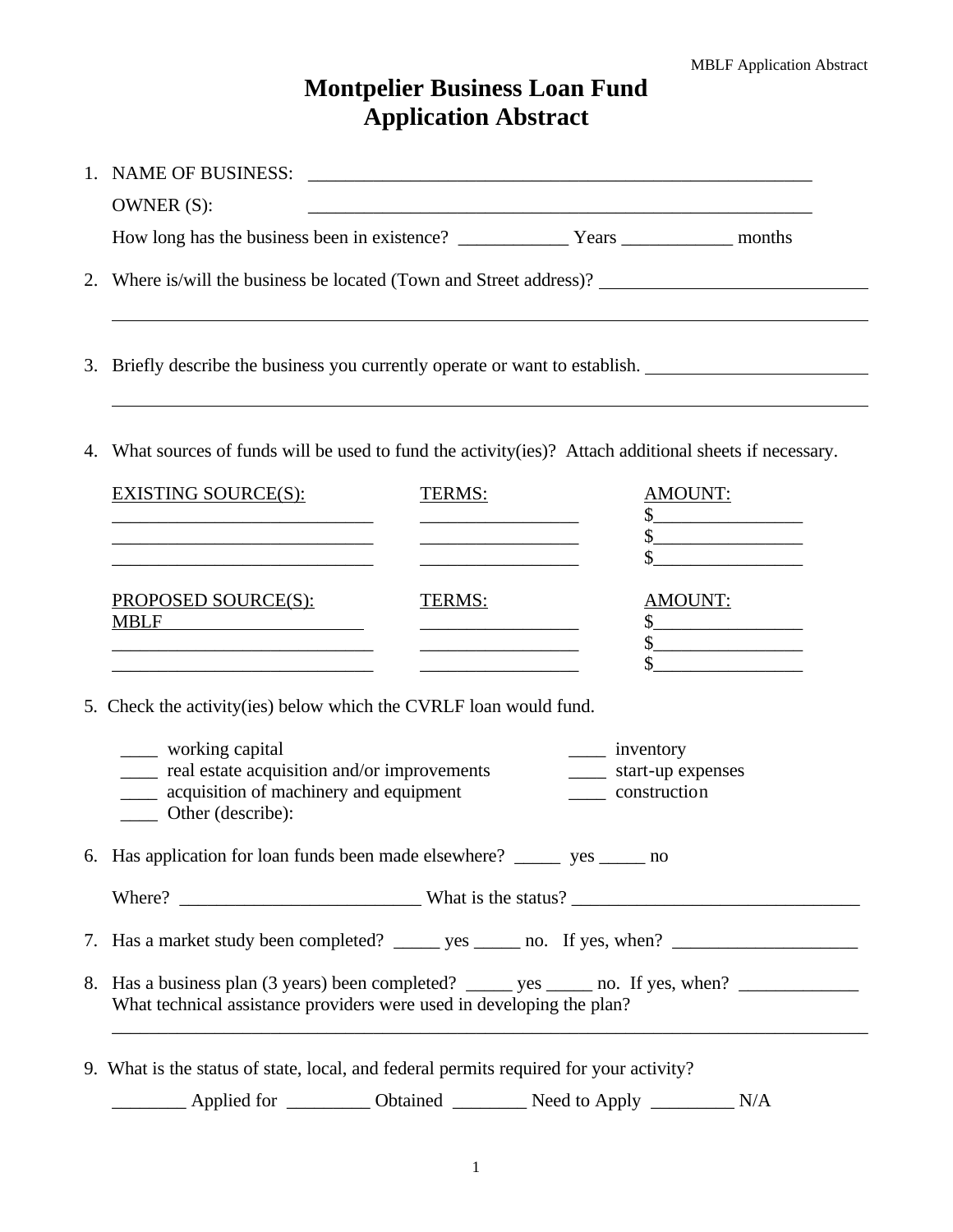# Montpelier Business Loan Fund
# Application Abstract

1. NAME OF BUSINESS: ________________________________________________

   OWNER (S): ________________________________________________

   How long has the business been in existence? ____________ Years ____________ months

2. Where is/will the business be located (Town and Street address)? ____________________________

   ________________________________________________________________________________

3. Briefly describe the business you currently operate or want to establish. ________________________

   ________________________________________________________________________________

4. What sources of funds will be used to fund the activity(ies)? Attach additional sheets if necessary.

| EXISTING SOURCE(S): | TERMS: | AMOUNT: |
|---|---|---|
| ____________________________ | _________________ | $________________ |
| ____________________________ | _________________ | $________________ |
| ____________________________ | _________________ | $________________ |

| PROPOSED SOURCE(S): | TERMS: | AMOUNT: |
|---|---|---|
| MBLF | _________________ | $________________ |
| ____________________________ | _________________ | $________________ |
| ____________________________ | _________________ | $________________ |

5. Check the activity(ies) below which the CVRLF loan would fund.

   ____ working capital
   ____ real estate acquisition and/or improvements
   ____ acquisition of machinery and equipment
   ____ Other (describe):
   ____ inventory
   ____ start-up expenses
   ____ construction

6. Has application for loan funds been made elsewhere? _____ yes _____ no

   Where? __________________________ What is the status? _______________________________

7. Has a market study been completed? _____ yes _____ no. If yes, when? ____________________

8. Has a business plan (3 years) been completed? _____ yes _____ no. If yes, when? _____________
   What technical assistance providers were used in developing the plan?

   ________________________________________________________________________________

9. What is the status of state, local, and federal permits required for your activity?

   ________ Applied for _________ Obtained ________ Need to Apply _________ N/A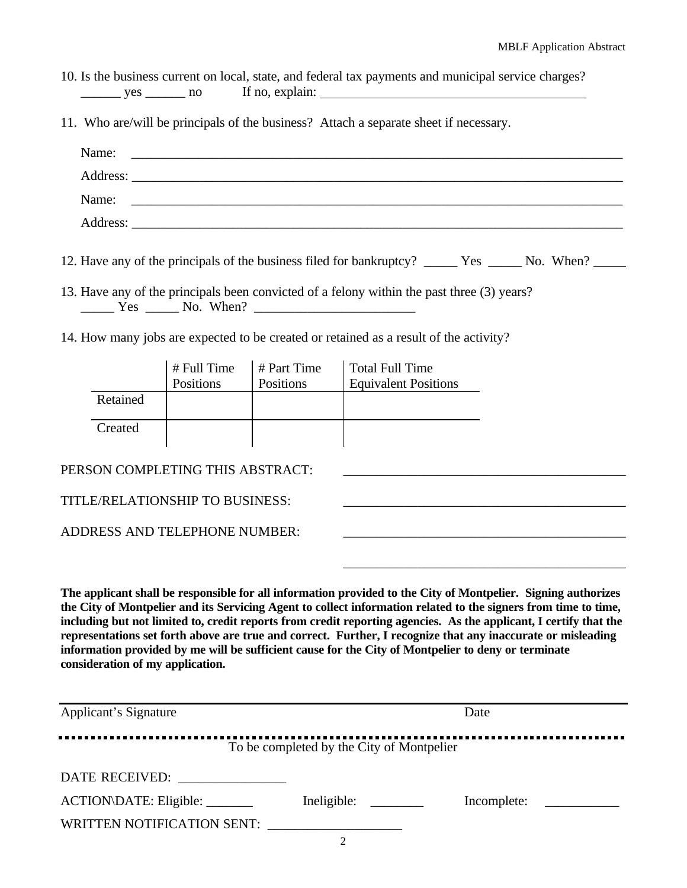10. Is the business current on local, state, and federal tax payments and municipal service charges?
______ yes ______ no If no, explain: ________________________________________

11. Who are/will be principals of the business? Attach a separate sheet if necessary.

Name: ____________________________________________________________________________

Address: __________________________________________________________________________

Name: ____________________________________________________________________________

Address: __________________________________________________________________________

12. Have any of the principals of the business filed for bankruptcy? _____ Yes _____ No. When? _____

13. Have any of the principals been convicted of a felony within the past three (3) years?
_____ Yes _____ No. When? ________________________

14. How many jobs are expected to be created or retained as a result of the activity?

| | # Full Time Positions | # Part Time Positions | Total Full Time Equivalent Positions |
|---|---|---|---|
| Retained | | | |
| Created | | | |

PERSON COMPLETING THIS ABSTRACT: ________________________________________

TITLE/RELATIONSHIP TO BUSINESS: ________________________________________

ADDRESS AND TELEPHONE NUMBER: ________________________________________

________________________________________

**The applicant shall be responsible for all information provided to the City of Montpelier. Signing authorizes the City of Montpelier and its Servicing Agent to collect information related to the signers from time to time, including but not limited to, credit reports from credit reporting agencies. As the applicant, I certify that the representations set forth above are true and correct. Further, I recognize that any inaccurate or misleading information provided by me will be sufficient cause for the City of Montpelier to deny or terminate consideration of my application.**

Applicant's Signature Date

To be completed by the City of Montpelier

DATE RECEIVED: ________________

ACTION\DATE: Eligible: _______ Ineligible: ________ Incomplete: ___________

WRITTEN NOTIFICATION SENT: ____________________